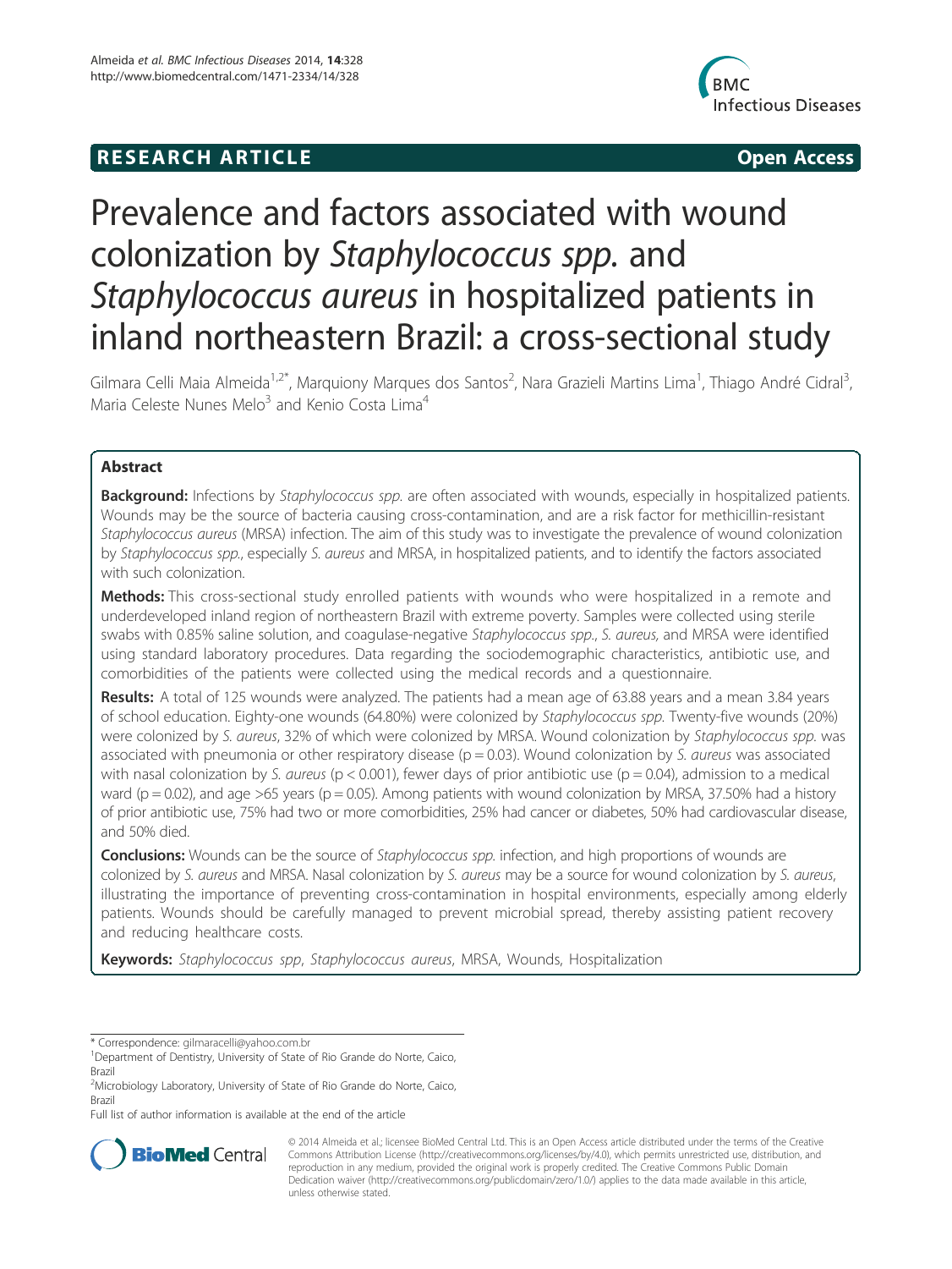**RESEARCH ARTICLE** **Open Access**

# Prevalence and factors associated with wound colonization by *Staphylococcus spp.* and *Staphylococcus aureus* in hospitalized patients in inland northeastern Brazil: a cross-sectional study

Gilmara Celli Maia Almeida[1,2*], Marquiony Marques dos Santos[2], Nara Grazieli Martins Lima[1], Thiago André Cidral[3], Maria Celeste Nunes Melo[3] and Kenio Costa Lima[4]

## Abstract

**Background:** Infections by *Staphylococcus spp.* are often associated with wounds, especially in hospitalized patients. Wounds may be the source of bacteria causing cross-contamination, and are a risk factor for methicillin-resistant *Staphylococcus aureus* (MRSA) infection. The aim of this study was to investigate the prevalence of wound colonization by *Staphylococcus spp.*, especially *S. aureus* and MRSA, in hospitalized patients, and to identify the factors associated with such colonization.

**Methods:** This cross-sectional study enrolled patients with wounds who were hospitalized in a remote and underdeveloped inland region of northeastern Brazil with extreme poverty. Samples were collected using sterile swabs with 0.85% saline solution, and coagulase-negative *Staphylococcus spp.*, *S. aureus*, and MRSA were identified using standard laboratory procedures. Data regarding the sociodemographic characteristics, antibiotic use, and comorbidities of the patients were collected using the medical records and a questionnaire.

**Results:** A total of 125 wounds were analyzed. The patients had a mean age of 63.88 years and a mean 3.84 years of school education. Eighty-one wounds (64.80%) were colonized by *Staphylococcus spp.* Twenty-five wounds (20%) were colonized by *S. aureus*, 32% of which were colonized by MRSA. Wound colonization by *Staphylococcus spp.* was associated with pneumonia or other respiratory disease ($p = 0.03$). Wound colonization by *S. aureus* was associated with nasal colonization by *S. aureus* ($p < 0.001$), fewer days of prior antibiotic use ($p = 0.04$), admission to a medical ward ($p = 0.02$), and age >65 years ($p = 0.05$). Among patients with wound colonization by MRSA, 37.50% had a history of prior antibiotic use, 75% had two or more comorbidities, 25% had cancer or diabetes, 50% had cardiovascular disease, and 50% died.

**Conclusions:** Wounds can be the source of *Staphylococcus spp.* infection, and high proportions of wounds are colonized by *S. aureus* and MRSA. Nasal colonization by *S. aureus* may be a source for wound colonization by *S. aureus*, illustrating the importance of preventing cross-contamination in hospital environments, especially among elderly patients. Wounds should be carefully managed to prevent microbial spread, thereby assisting patient recovery and reducing healthcare costs.

**Keywords:** *Staphylococcus spp*, *Staphylococcus aureus*, MRSA, Wounds, Hospitalization

\* Correspondence: gilmaracelli@yahoo.com.br
[1]Department of Dentistry, University of State of Rio Grande do Norte, Caico, Brazil
[2]Microbiology Laboratory, University of State of Rio Grande do Norte, Caico, Brazil
Full list of author information is available at the end of the article

© 2014 Almeida et al.; licensee BioMed Central Ltd. This is an Open Access article distributed under the terms of the Creative Commons Attribution License (http://creativecommons.org/licenses/by/4.0), which permits unrestricted use, distribution, and reproduction in any medium, provided the original work is properly credited. The Creative Commons Public Domain Dedication waiver (http://creativecommons.org/publicdomain/zero/1.0/) applies to the data made available in this article, unless otherwise stated.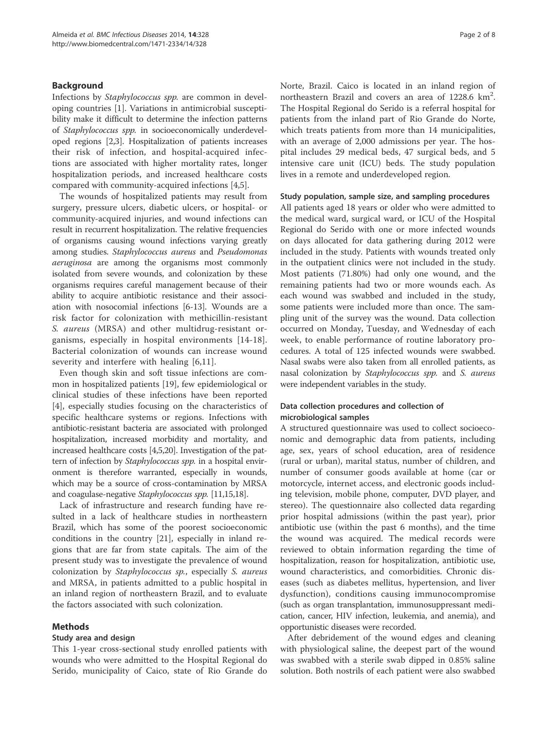## Background

Infections by *Staphylococcus spp.* are common in developing countries [1]. Variations in antimicrobial susceptibility make it difficult to determine the infection patterns of *Staphylococcus spp.* in socioeconomically underdeveloped regions [2,3]. Hospitalization of patients increases their risk of infection, and hospital-acquired infections are associated with higher mortality rates, longer hospitalization periods, and increased healthcare costs compared with community-acquired infections [4,5].

The wounds of hospitalized patients may result from surgery, pressure ulcers, diabetic ulcers, or hospital- or community-acquired injuries, and wound infections can result in recurrent hospitalization. The relative frequencies of organisms causing wound infections varying greatly among studies. *Staphylococcus aureus* and *Pseudomonas aeruginosa* are among the organisms most commonly isolated from severe wounds, and colonization by these organisms requires careful management because of their ability to acquire antibiotic resistance and their association with nosocomial infections [6-13]. Wounds are a risk factor for colonization with methicillin-resistant *S. aureus* (MRSA) and other multidrug-resistant organisms, especially in hospital environments [14-18]. Bacterial colonization of wounds can increase wound severity and interfere with healing [6,11].

Even though skin and soft tissue infections are common in hospitalized patients [19], few epidemiological or clinical studies of these infections have been reported [4], especially studies focusing on the characteristics of specific healthcare systems or regions. Infections with antibiotic-resistant bacteria are associated with prolonged hospitalization, increased morbidity and mortality, and increased healthcare costs [4,5,20]. Investigation of the pattern of infection by *Staphylococcus spp.* in a hospital environment is therefore warranted, especially in wounds, which may be a source of cross-contamination by MRSA and coagulase-negative *Staphylococcus spp.* [11,15,18].

Lack of infrastructure and research funding have resulted in a lack of healthcare studies in northeastern Brazil, which has some of the poorest socioeconomic conditions in the country [21], especially in inland regions that are far from state capitals. The aim of the present study was to investigate the prevalence of wound colonization by *Staphylococcus sp.*, especially *S. aureus* and MRSA, in patients admitted to a public hospital in an inland region of northeastern Brazil, and to evaluate the factors associated with such colonization.

## Methods

### Study area and design

This 1-year cross-sectional study enrolled patients with wounds who were admitted to the Hospital Regional do Serido, municipality of Caico, state of Rio Grande do Norte, Brazil. Caico is located in an inland region of northeastern Brazil and covers an area of 1228.6 km$^2$. The Hospital Regional do Serido is a referral hospital for patients from the inland part of Rio Grande do Norte, which treats patients from more than 14 municipalities, with an average of 2,000 admissions per year. The hospital includes 29 medical beds, 47 surgical beds, and 5 intensive care unit (ICU) beds. The study population lives in a remote and underdeveloped region.

### Study population, sample size, and sampling procedures

All patients aged 18 years or older who were admitted to the medical ward, surgical ward, or ICU of the Hospital Regional do Serido with one or more infected wounds on days allocated for data gathering during 2012 were included in the study. Patients with wounds treated only in the outpatient clinics were not included in the study. Most patients (71.80%) had only one wound, and the remaining patients had two or more wounds each. As each wound was swabbed and included in the study, some patients were included more than once. The sampling unit of the survey was the wound. Data collection occurred on Monday, Tuesday, and Wednesday of each week, to enable performance of routine laboratory procedures. A total of 125 infected wounds were swabbed. Nasal swabs were also taken from all enrolled patients, as nasal colonization by *Staphylococcus spp.* and *S. aureus* were independent variables in the study.

### Data collection procedures and collection of microbiological samples

A structured questionnaire was used to collect socioeconomic and demographic data from patients, including age, sex, years of school education, area of residence (rural or urban), marital status, number of children, and number of consumer goods available at home (car or motorcycle, internet access, and electronic goods including television, mobile phone, computer, DVD player, and stereo). The questionnaire also collected data regarding prior hospital admissions (within the past year), prior antibiotic use (within the past 6 months), and the time the wound was acquired. The medical records were reviewed to obtain information regarding the time of hospitalization, reason for hospitalization, antibiotic use, wound characteristics, and comorbidities. Chronic diseases (such as diabetes mellitus, hypertension, and liver dysfunction), conditions causing immunocompromise (such as organ transplantation, immunosuppressant medication, cancer, HIV infection, leukemia, and anemia), and opportunistic diseases were recorded.

After debridement of the wound edges and cleaning with physiological saline, the deepest part of the wound was swabbed with a sterile swab dipped in 0.85% saline solution. Both nostrils of each patient were also swabbed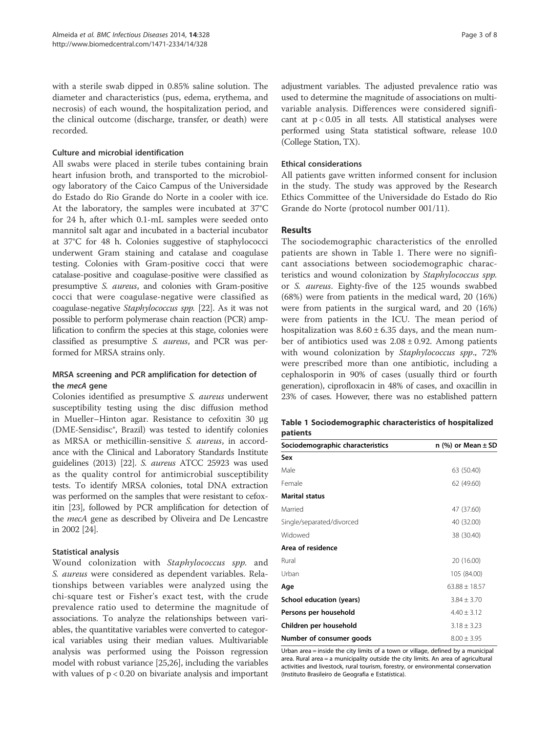with a sterile swab dipped in 0.85% saline solution. The diameter and characteristics (pus, edema, erythema, and necrosis) of each wound, the hospitalization period, and the clinical outcome (discharge, transfer, or death) were recorded.

### Culture and microbial identification

All swabs were placed in sterile tubes containing brain heart infusion broth, and transported to the microbiology laboratory of the Caico Campus of the Universidade do Estado do Rio Grande do Norte in a cooler with ice. At the laboratory, the samples were incubated at 37°C for 24 h, after which 0.1-mL samples were seeded onto mannitol salt agar and incubated in a bacterial incubator at 37°C for 48 h. Colonies suggestive of staphylococci underwent Gram staining and catalase and coagulase testing. Colonies with Gram-positive cocci that were catalase-positive and coagulase-positive were classified as presumptive *S. aureus*, and colonies with Gram-positive cocci that were coagulase-negative were classified as coagulase-negative *Staphylococcus spp.* [22]. As it was not possible to perform polymerase chain reaction (PCR) amplification to confirm the species at this stage, colonies were classified as presumptive *S. aureus*, and PCR was performed for MRSA strains only.

### MRSA screening and PCR amplification for detection of the *mecA* gene

Colonies identified as presumptive *S. aureus* underwent susceptibility testing using the disc diffusion method in Mueller–Hinton agar. Resistance to cefoxitin 30 μg (DME-Sensidisc®, Brazil) was tested to identify colonies as MRSA or methicillin-sensitive *S. aureus*, in accordance with the Clinical and Laboratory Standards Institute guidelines (2013) [22]. *S. aureus* ATCC 25923 was used as the quality control for antimicrobial susceptibility tests. To identify MRSA colonies, total DNA extraction was performed on the samples that were resistant to cefoxitin [23], followed by PCR amplification for detection of the *mecA* gene as described by Oliveira and De Lencastre in 2002 [24].

### Statistical analysis

Wound colonization with *Staphylococcus spp.* and *S. aureus* were considered as dependent variables. Relationships between variables were analyzed using the chi-square test or Fisher's exact test, with the crude prevalence ratio used to determine the magnitude of associations. To analyze the relationships between variables, the quantitative variables were converted to categorical variables using their median values. Multivariable analysis was performed using the Poisson regression model with robust variance [25,26], including the variables with values of $p < 0.20$ on bivariate analysis and important adjustment variables. The adjusted prevalence ratio was used to determine the magnitude of associations on multivariable analysis. Differences were considered significant at $p < 0.05$ in all tests. All statistical analyses were performed using Stata statistical software, release 10.0 (College Station, TX).

### Ethical considerations

All patients gave written informed consent for inclusion in the study. The study was approved by the Research Ethics Committee of the Universidade do Estado do Rio Grande do Norte (protocol number 001/11).

## Results

The sociodemographic characteristics of the enrolled patients are shown in Table 1. There were no significant associations between sociodemographic characteristics and wound colonization by *Staphylococcus spp.* or *S. aureus*. Eighty-five of the 125 wounds swabbed (68%) were from patients in the medical ward, 20 (16%) were from patients in the surgical ward, and 20 (16%) were from patients in the ICU. The mean period of hospitalization was 8.60 ± 6.35 days, and the mean number of antibiotics used was 2.08 ± 0.92. Among patients with wound colonization by *Staphylococcus spp.*, 72% were prescribed more than one antibiotic, including a cephalosporin in 90% of cases (usually third or fourth generation), ciprofloxacin in 48% of cases, and oxacillin in 23% of cases. However, there was no established pattern

**Table 1 Sociodemographic characteristics of hospitalized patients**

| Sociodemographic characteristics | n (%) or Mean ± SD |
|---|---|
| **Sex** | |
| Male | 63 (50.40) |
| Female | 62 (49.60) |
| **Marital status** | |
| Married | 47 (37.60) |
| Single/separated/divorced | 40 (32.00) |
| Widowed | 38 (30.40) |
| **Area of residence** | |
| Rural | 20 (16.00) |
| Urban | 105 (84.00) |
| **Age** | 63.88 ± 18.57 |
| **School education (years)** | 3.84 ± 3.70 |
| **Persons per household** | 4.40 ± 3.12 |
| **Children per household** | 3.18 ± 3.23 |
| **Number of consumer goods** | 8.00 ± 3.95 |

Urban area = inside the city limits of a town or village, defined by a municipal area. Rural area = a municipality outside the city limits. An area of agricultural activities and livestock, rural tourism, forestry, or environmental conservation (Instituto Brasileiro de Geografia e Estatística).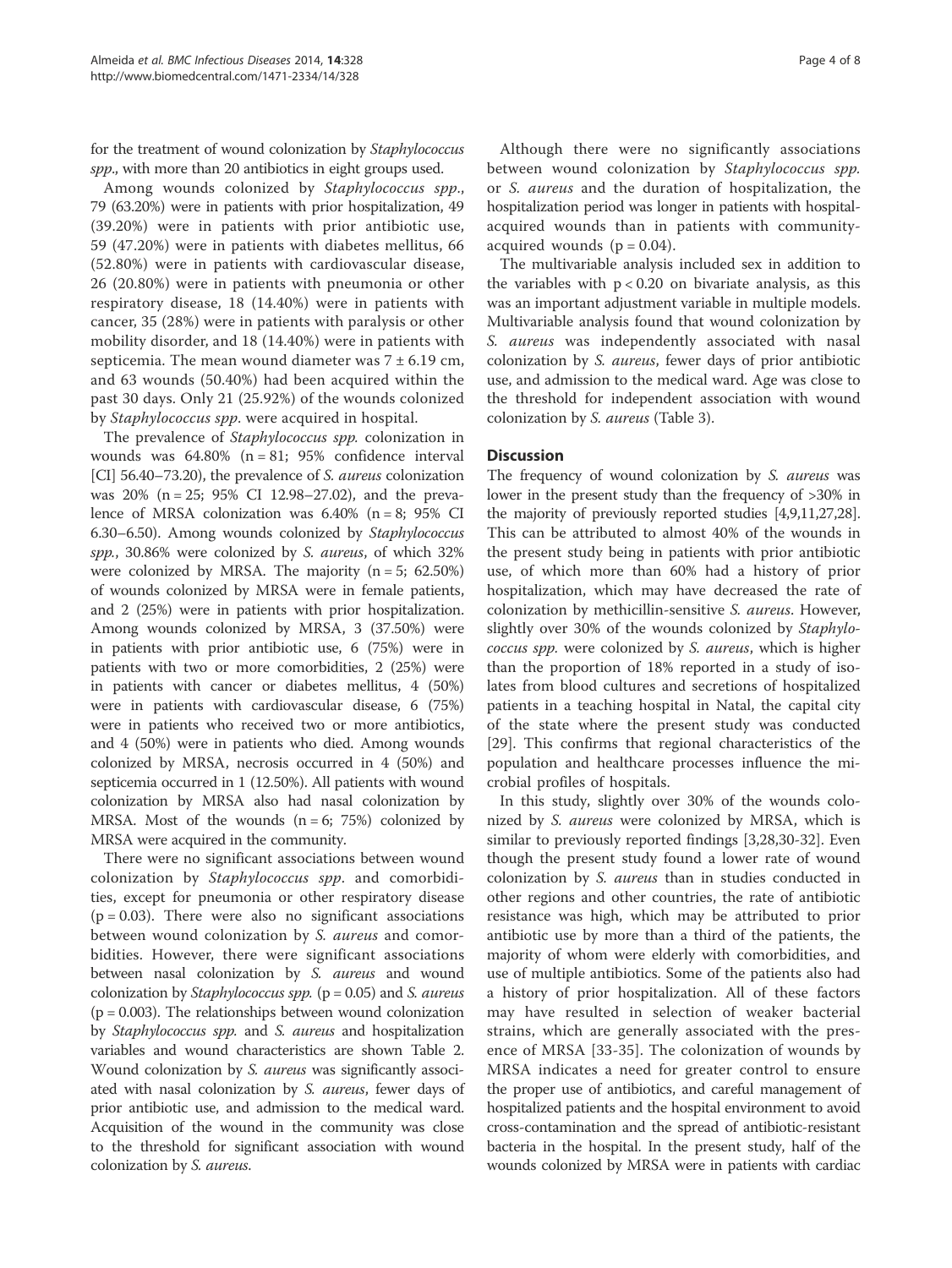for the treatment of wound colonization by *Staphylococcus spp*., with more than 20 antibiotics in eight groups used.

Among wounds colonized by *Staphylococcus spp*., 79 (63.20%) were in patients with prior hospitalization, 49 (39.20%) were in patients with prior antibiotic use, 59 (47.20%) were in patients with diabetes mellitus, 66 (52.80%) were in patients with cardiovascular disease, 26 (20.80%) were in patients with pneumonia or other respiratory disease, 18 (14.40%) were in patients with cancer, 35 (28%) were in patients with paralysis or other mobility disorder, and 18 (14.40%) were in patients with septicemia. The mean wound diameter was 7 ± 6.19 cm, and 63 wounds (50.40%) had been acquired within the past 30 days. Only 21 (25.92%) of the wounds colonized by *Staphylococcus spp*. were acquired in hospital.

The prevalence of *Staphylococcus spp*. colonization in wounds was 64.80% (n = 81; 95% confidence interval [CI] 56.40–73.20), the prevalence of *S. aureus* colonization was 20% (n = 25; 95% CI 12.98–27.02), and the prevalence of MRSA colonization was 6.40% (n = 8; 95% CI 6.30–6.50). Among wounds colonized by *Staphylococcus spp*., 30.86% were colonized by *S. aureus*, of which 32% were colonized by MRSA. The majority (n = 5; 62.50%) of wounds colonized by MRSA were in female patients, and 2 (25%) were in patients with prior hospitalization. Among wounds colonized by MRSA, 3 (37.50%) were in patients with prior antibiotic use, 6 (75%) were in patients with two or more comorbidities, 2 (25%) were in patients with cancer or diabetes mellitus, 4 (50%) were in patients with cardiovascular disease, 6 (75%) were in patients who received two or more antibiotics, and 4 (50%) were in patients who died. Among wounds colonized by MRSA, necrosis occurred in 4 (50%) and septicemia occurred in 1 (12.50%). All patients with wound colonization by MRSA also had nasal colonization by MRSA. Most of the wounds (n = 6; 75%) colonized by MRSA were acquired in the community.

There were no significant associations between wound colonization by *Staphylococcus spp*. and comorbidities, except for pneumonia or other respiratory disease ($p = 0.03$). There were also no significant associations between wound colonization by *S. aureus* and comorbidities. However, there were significant associations between nasal colonization by *S. aureus* and wound colonization by *Staphylococcus spp.* ($p = 0.05$) and *S. aureus* ($p = 0.003$). The relationships between wound colonization by *Staphylococcus spp.* and *S. aureus* and hospitalization variables and wound characteristics are shown Table 2. Wound colonization by *S. aureus* was significantly associated with nasal colonization by *S. aureus*, fewer days of prior antibiotic use, and admission to the medical ward. Acquisition of the wound in the community was close to the threshold for significant association with wound colonization by *S. aureus*.

Although there were no significantly associations between wound colonization by *Staphylococcus spp.* or *S. aureus* and the duration of hospitalization, the hospitalization period was longer in patients with hospital-acquired wounds than in patients with community-acquired wounds ($p = 0.04$).

The multivariable analysis included sex in addition to the variables with $p < 0.20$ on bivariate analysis, as this was an important adjustment variable in multiple models. Multivariable analysis found that wound colonization by *S. aureus* was independently associated with nasal colonization by *S. aureus*, fewer days of prior antibiotic use, and admission to the medical ward. Age was close to the threshold for independent association with wound colonization by *S. aureus* (Table 3).

## Discussion

The frequency of wound colonization by *S. aureus* was lower in the present study than the frequency of >30% in the majority of previously reported studies [4,9,11,27,28]. This can be attributed to almost 40% of the wounds in the present study being in patients with prior antibiotic use, of which more than 60% had a history of prior hospitalization, which may have decreased the rate of colonization by methicillin-sensitive *S. aureus*. However, slightly over 30% of the wounds colonized by *Staphylococcus spp.* were colonized by *S. aureus*, which is higher than the proportion of 18% reported in a study of isolates from blood cultures and secretions of hospitalized patients in a teaching hospital in Natal, the capital city of the state where the present study was conducted [29]. This confirms that regional characteristics of the population and healthcare processes influence the microbial profiles of hospitals.

In this study, slightly over 30% of the wounds colonized by *S. aureus* were colonized by MRSA, which is similar to previously reported findings [3,28,30-32]. Even though the present study found a lower rate of wound colonization by *S. aureus* than in studies conducted in other regions and other countries, the rate of antibiotic resistance was high, which may be attributed to prior antibiotic use by more than a third of the patients, the majority of whom were elderly with comorbidities, and use of multiple antibiotics. Some of the patients also had a history of prior hospitalization. All of these factors may have resulted in selection of weaker bacterial strains, which are generally associated with the presence of MRSA [33-35]. The colonization of wounds by MRSA indicates a need for greater control to ensure the proper use of antibiotics, and careful management of hospitalized patients and the hospital environment to avoid cross-contamination and the spread of antibiotic-resistant bacteria in the hospital. In the present study, half of the wounds colonized by MRSA were in patients with cardiac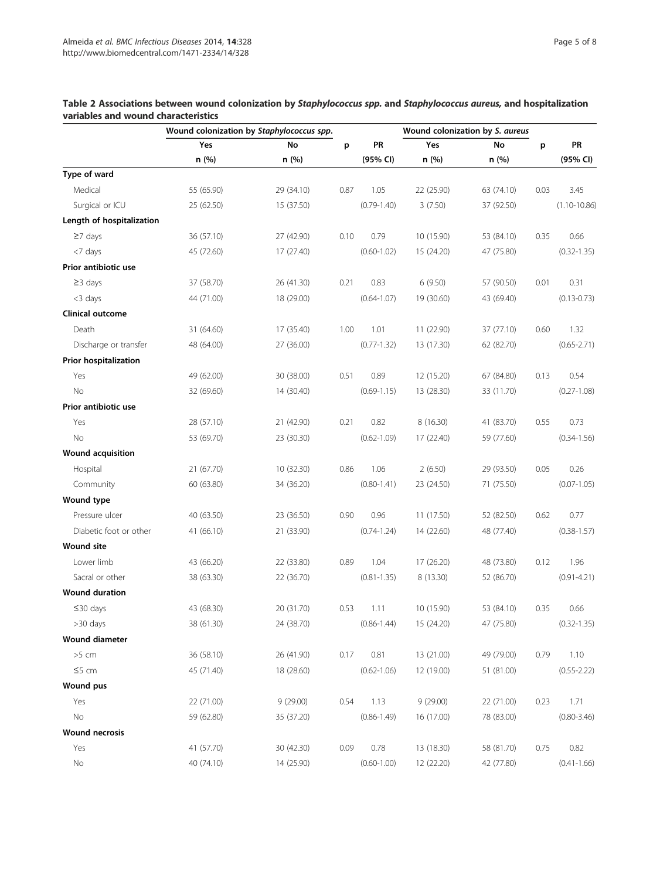**Table 2 Associations between wound colonization by *Staphylococcus spp.* and *Staphylococcus aureus*, and hospitalization variables and wound characteristics**

| | Wound colonization by *Staphylococcus spp.* | | | | Wound colonization by *S. aureus* | | | |
|---|---|---|---|---|---|---|---|---|
| | Yes | No | p | PR | Yes | No | p | PR |
| | n (%) | n (%) | | (95% CI) | n (%) | n (%) | | (95% CI) |
| **Type of ward** | | | | | | | | |
| Medical | 55 (65.90) | 29 (34.10) | 0.87 | 1.05 | 22 (25.90) | 63 (74.10) | 0.03 | 3.45 |
| Surgical or ICU | 25 (62.50) | 15 (37.50) | | (0.79-1.40) | 3 (7.50) | 37 (92.50) | | (1.10-10.86) |
| **Length of hospitalization** | | | | | | | | |
| ≥7 days | 36 (57.10) | 27 (42.90) | 0.10 | 0.79 | 10 (15.90) | 53 (84.10) | 0.35 | 0.66 |
| <7 days | 45 (72.60) | 17 (27.40) | | (0.60-1.02) | 15 (24.20) | 47 (75.80) | | (0.32-1.35) |
| **Prior antibiotic use** | | | | | | | | |
| ≥3 days | 37 (58.70) | 26 (41.30) | 0.21 | 0.83 | 6 (9.50) | 57 (90.50) | 0.01 | 0.31 |
| <3 days | 44 (71.00) | 18 (29.00) | | (0.64-1.07) | 19 (30.60) | 43 (69.40) | | (0.13-0.73) |
| **Clinical outcome** | | | | | | | | |
| Death | 31 (64.60) | 17 (35.40) | 1.00 | 1.01 | 11 (22.90) | 37 (77.10) | 0.60 | 1.32 |
| Discharge or transfer | 48 (64.00) | 27 (36.00) | | (0.77-1.32) | 13 (17.30) | 62 (82.70) | | (0.65-2.71) |
| **Prior hospitalization** | | | | | | | | |
| Yes | 49 (62.00) | 30 (38.00) | 0.51 | 0.89 | 12 (15.20) | 67 (84.80) | 0.13 | 0.54 |
| No | 32 (69.60) | 14 (30.40) | | (0.69-1.15) | 13 (28.30) | 33 (11.70) | | (0.27-1.08) |
| **Prior antibiotic use** | | | | | | | | |
| Yes | 28 (57.10) | 21 (42.90) | 0.21 | 0.82 | 8 (16.30) | 41 (83.70) | 0.55 | 0.73 |
| No | 53 (69.70) | 23 (30.30) | | (0.62-1.09) | 17 (22.40) | 59 (77.60) | | (0.34-1.56) |
| **Wound acquisition** | | | | | | | | |
| Hospital | 21 (67.70) | 10 (32.30) | 0.86 | 1.06 | 2 (6.50) | 29 (93.50) | 0.05 | 0.26 |
| Community | 60 (63.80) | 34 (36.20) | | (0.80-1.41) | 23 (24.50) | 71 (75.50) | | (0.07-1.05) |
| **Wound type** | | | | | | | | |
| Pressure ulcer | 40 (63.50) | 23 (36.50) | 0.90 | 0.96 | 11 (17.50) | 52 (82.50) | 0.62 | 0.77 |
| Diabetic foot or other | 41 (66.10) | 21 (33.90) | | (0.74-1.24) | 14 (22.60) | 48 (77.40) | | (0.38-1.57) |
| **Wound site** | | | | | | | | |
| Lower limb | 43 (66.20) | 22 (33.80) | 0.89 | 1.04 | 17 (26.20) | 48 (73.80) | 0.12 | 1.96 |
| Sacral or other | 38 (63.30) | 22 (36.70) | | (0.81-1.35) | 8 (13.30) | 52 (86.70) | | (0.91-4.21) |
| **Wound duration** | | | | | | | | |
| ≤30 days | 43 (68.30) | 20 (31.70) | 0.53 | 1.11 | 10 (15.90) | 53 (84.10) | 0.35 | 0.66 |
| >30 days | 38 (61.30) | 24 (38.70) | | (0.86-1.44) | 15 (24.20) | 47 (75.80) | | (0.32-1.35) |
| **Wound diameter** | | | | | | | | |
| >5 cm | 36 (58.10) | 26 (41.90) | 0.17 | 0.81 | 13 (21.00) | 49 (79.00) | 0.79 | 1.10 |
| ≤5 cm | 45 (71.40) | 18 (28.60) | | (0.62-1.06) | 12 (19.00) | 51 (81.00) | | (0.55-2.22) |
| **Wound pus** | | | | | | | | |
| Yes | 22 (71.00) | 9 (29.00) | 0.54 | 1.13 | 9 (29.00) | 22 (71.00) | 0.23 | 1.71 |
| No | 59 (62.80) | 35 (37.20) | | (0.86-1.49) | 16 (17.00) | 78 (83.00) | | (0.80-3.46) |
| **Wound necrosis** | | | | | | | | |
| Yes | 41 (57.70) | 30 (42.30) | 0.09 | 0.78 | 13 (18.30) | 58 (81.70) | 0.75 | 0.82 |
| No | 40 (74.10) | 14 (25.90) | | (0.60-1.00) | 12 (22.20) | 42 (77.80) | | (0.41-1.66) |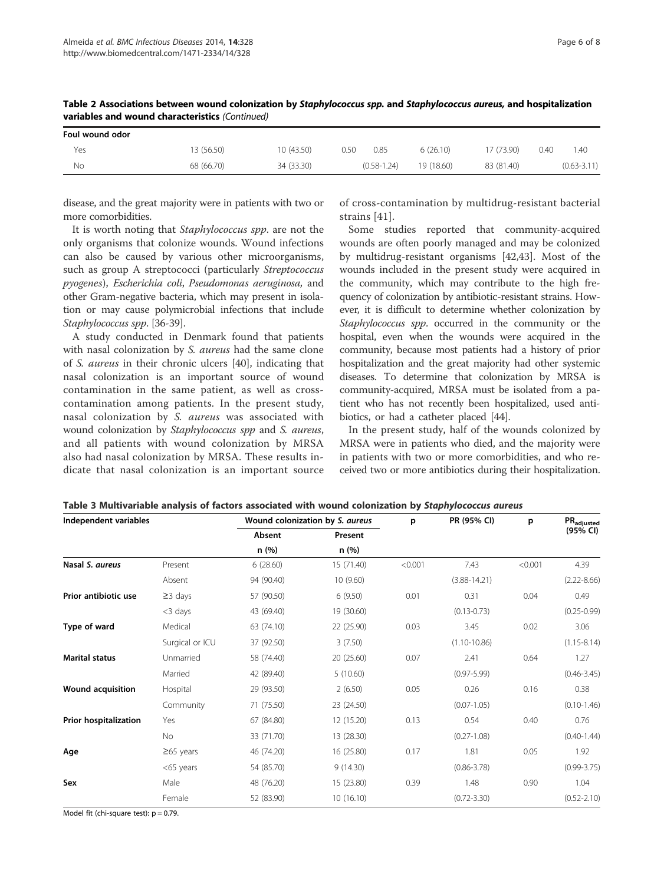**Table 2 Associations between wound colonization by *Staphylococcus spp.* and *Staphylococcus aureus*, and hospitalization variables and wound characteristics** *(Continued)*

| Foul wound odor | | | | | | | | |
|---|---|---|---|---|---|---|---|---|
| Yes | 13 (56.50) | 10 (43.50) | 0.50 | 0.85 | 6 (26.10) | 17 (73.90) | 0.40 | 1.40 |
| No | 68 (66.70) | 34 (33.30) | | (0.58-1.24) | 19 (18.60) | 83 (81.40) | | (0.63-3.11) |

disease, and the great majority were in patients with two or more comorbidities.

It is worth noting that *Staphylococcus spp*. are not the only organisms that colonize wounds. Wound infections can also be caused by various other microorganisms, such as group A streptococci (particularly *Streptococcus pyogenes*), *Escherichia coli*, *Pseudomonas aeruginosa,* and other Gram-negative bacteria, which may present in isolation or may cause polymicrobial infections that include *Staphylococcus spp*. [36-39].

A study conducted in Denmark found that patients with nasal colonization by *S. aureus* had the same clone of *S. aureus* in their chronic ulcers [40], indicating that nasal colonization is an important source of wound contamination in the same patient, as well as cross-contamination among patients. In the present study, nasal colonization by *S. aureus* was associated with wound colonization by *Staphylococcus spp* and *S. aureus*, and all patients with wound colonization by MRSA also had nasal colonization by MRSA. These results indicate that nasal colonization is an important source of cross-contamination by multidrug-resistant bacterial strains [41].

Some studies reported that community-acquired wounds are often poorly managed and may be colonized by multidrug-resistant organisms [42,43]. Most of the wounds included in the present study were acquired in the community, which may contribute to the high frequency of colonization by antibiotic-resistant strains. However, it is difficult to determine whether colonization by *Staphylococcus spp*. occurred in the community or the hospital, even when the wounds were acquired in the community, because most patients had a history of prior hospitalization and the great majority had other systemic diseases. To determine that colonization by MRSA is community-acquired, MRSA must be isolated from a patient who has not recently been hospitalized, used antibiotics, or had a catheter placed [44].

In the present study, half of the wounds colonized by MRSA were in patients who died, and the majority were in patients with two or more comorbidities, and who received two or more antibiotics during their hospitalization.

**Table 3 Multivariable analysis of factors associated with wound colonization by *Staphylococcus aureus***

| Independent variables | | Wound colonization by *S. aureus* | | p | PR (95% CI) | p | $PR_{adjusted}$ (95% CI) |
|---|---|---|---|---|---|---|---|
| | | Absent | Present | | | | |
| | | n (%) | n (%) | | | | |
| **Nasal *S. aureus*** | Present | 6 (28.60) | 15 (71.40) | <0.001 | 7.43 | <0.001 | 4.39 |
| | Absent | 94 (90.40) | 10 (9.60) | | (3.88-14.21) | | (2.22-8.66) |
| **Prior antibiotic use** | ≥3 days | 57 (90.50) | 6 (9.50) | 0.01 | 0.31 | 0.04 | 0.49 |
| | <3 days | 43 (69.40) | 19 (30.60) | | (0.13-0.73) | | (0.25-0.99) |
| **Type of ward** | Medical | 63 (74.10) | 22 (25.90) | 0.03 | 3.45 | 0.02 | 3.06 |
| | Surgical or ICU | 37 (92.50) | 3 (7.50) | | (1.10-10.86) | | (1.15-8.14) |
| **Marital status** | Unmarried | 58 (74.40) | 20 (25.60) | 0.07 | 2.41 | 0.64 | 1.27 |
| | Married | 42 (89.40) | 5 (10.60) | | (0.97-5.99) | | (0.46-3.45) |
| **Wound acquisition** | Hospital | 29 (93.50) | 2 (6.50) | 0.05 | 0.26 | 0.16 | 0.38 |
| | Community | 71 (75.50) | 23 (24.50) | | (0.07-1.05) | | (0.10-1.46) |
| **Prior hospitalization** | Yes | 67 (84.80) | 12 (15.20) | 0.13 | 0.54 | 0.40 | 0.76 |
| | No | 33 (71.70) | 13 (28.30) | | (0.27-1.08) | | (0.40-1.44) |
| **Age** | ≥65 years | 46 (74.20) | 16 (25.80) | 0.17 | 1.81 | 0.05 | 1.92 |
| | <65 years | 54 (85.70) | 9 (14.30) | | (0.86-3.78) | | (0.99-3.75) |
| **Sex** | Male | 48 (76.20) | 15 (23.80) | 0.39 | 1.48 | 0.90 | 1.04 |
| | Female | 52 (83.90) | 10 (16.10) | | (0.72-3.30) | | (0.52-2.10) |

Model fit (chi-square test): p = 0.79.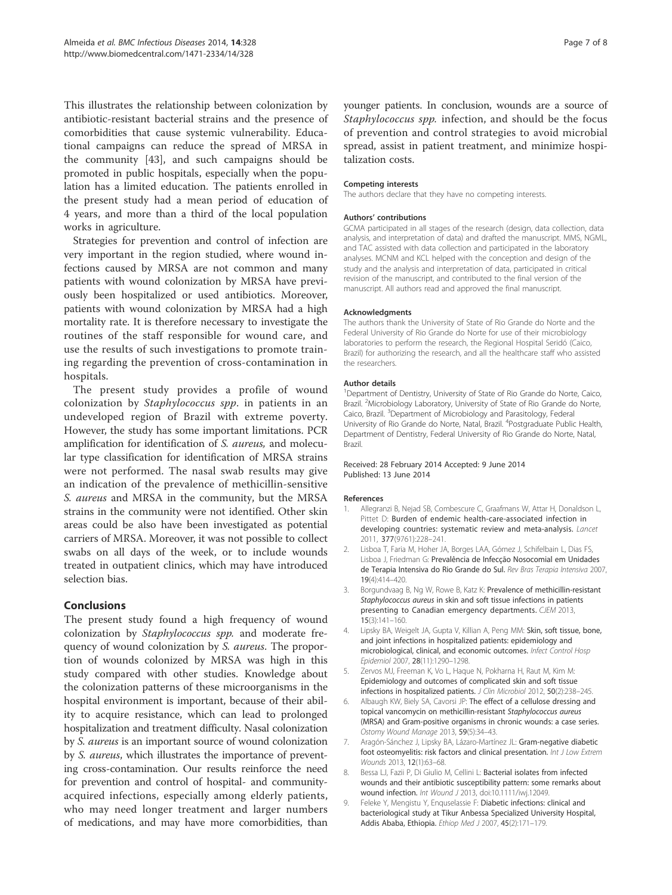This illustrates the relationship between colonization by antibiotic-resistant bacterial strains and the presence of comorbidities that cause systemic vulnerability. Educational campaigns can reduce the spread of MRSA in the community [43], and such campaigns should be promoted in public hospitals, especially when the population has a limited education. The patients enrolled in the present study had a mean period of education of 4 years, and more than a third of the local population works in agriculture.

Strategies for prevention and control of infection are very important in the region studied, where wound infections caused by MRSA are not common and many patients with wound colonization by MRSA have previously been hospitalized or used antibiotics. Moreover, patients with wound colonization by MRSA had a high mortality rate. It is therefore necessary to investigate the routines of the staff responsible for wound care, and use the results of such investigations to promote training regarding the prevention of cross-contamination in hospitals.

The present study provides a profile of wound colonization by *Staphylococcus spp*. in patients in an undeveloped region of Brazil with extreme poverty. However, the study has some important limitations. PCR amplification for identification of *S. aureus,* and molecular type classification for identification of MRSA strains were not performed. The nasal swab results may give an indication of the prevalence of methicillin-sensitive *S. aureus* and MRSA in the community, but the MRSA strains in the community were not identified. Other skin areas could be also have been investigated as potential carriers of MRSA. Moreover, it was not possible to collect swabs on all days of the week, or to include wounds treated in outpatient clinics, which may have introduced selection bias.

## Conclusions

The present study found a high frequency of wound colonization by *Staphylococcus spp.* and moderate frequency of wound colonization by *S. aureus*. The proportion of wounds colonized by MRSA was high in this study compared with other studies. Knowledge about the colonization patterns of these microorganisms in the hospital environment is important, because of their ability to acquire resistance, which can lead to prolonged hospitalization and treatment difficulty. Nasal colonization by *S. aureus* is an important source of wound colonization by *S. aureus*, which illustrates the importance of preventing cross-contamination. Our results reinforce the need for prevention and control of hospital- and community-acquired infections, especially among elderly patients, who may need longer treatment and larger numbers of medications, and may have more comorbidities, than younger patients. In conclusion, wounds are a source of *Staphylococcus spp.* infection, and should be the focus of prevention and control strategies to avoid microbial spread, assist in patient treatment, and minimize hospitalization costs.

#### Competing interests

The authors declare that they have no competing interests.

#### Authors' contributions

GCMA participated in all stages of the research (design, data collection, data analysis, and interpretation of data) and drafted the manuscript. MMS, NGML, and TAC assisted with data collection and participated in the laboratory analyses. MCNM and KCL helped with the conception and design of the study and the analysis and interpretation of data, participated in critical revision of the manuscript, and contributed to the final version of the manuscript. All authors read and approved the final manuscript.

#### Acknowledgments

The authors thank the University of State of Rio Grande do Norte and the Federal University of Rio Grande do Norte for use of their microbiology laboratories to perform the research, the Regional Hospital Seridó (Caico, Brazil) for authorizing the research, and all the healthcare staff who assisted the researchers.

#### Author details

[1]Department of Dentistry, University of State of Rio Grande do Norte, Caico, Brazil. [2]Microbiology Laboratory, University of State of Rio Grande do Norte, Caico, Brazil. [3]Department of Microbiology and Parasitology, Federal University of Rio Grande do Norte, Natal, Brazil. [4]Postgraduate Public Health, Department of Dentistry, Federal University of Rio Grande do Norte, Natal, Brazil.

Received: 28 February 2014 Accepted: 9 June 2014
Published: 13 June 2014

#### References

1. Allegranzi B, Nejad SB, Combescure C, Graafmans W, Attar H, Donaldson L, Pittet D: **Burden of endemic health-care-associated infection in developing countries: systematic review and meta-analysis.** *Lancet* 2011, **377**(9761):228–241.
2. Lisboa T, Faria M, Hoher JA, Borges LAA, Gómez J, Schifelbain L, Dias FS, Lisboa J, Friedman G: **Prevalência de Infecção Nosocomial em Unidades de Terapia Intensiva do Rio Grande do Sul.** *Rev Bras Terapia Intensiva* 2007, **19**(4):414–420.
3. Borgundvaag B, Ng W, Rowe B, Katz K: **Prevalence of methicillin-resistant *Staphylococcus aureus* in skin and soft tissue infections in patients presenting to Canadian emergency departments.** *CJEM* 2013, **15**(3):141–160.
4. Lipsky BA, Weigelt JA, Gupta V, Killian A, Peng MM: **Skin, soft tissue, bone, and joint infections in hospitalized patients: epidemiology and microbiological, clinical, and economic outcomes.** *Infect Control Hosp Epidemiol* 2007, **28**(11):1290–1298.
5. Zervos MJ, Freeman K, Vo L, Haque N, Pokharna H, Raut M, Kim M: **Epidemiology and outcomes of complicated skin and soft tissue infections in hospitalized patients.** *J Clin Microbiol* 2012, **50**(2):238–245.
6. Albaugh KW, Biely SA, Cavorsi JP: **The effect of a cellulose dressing and topical vancomycin on methicillin-resistant *Staphylococcus aureus* (MRSA) and Gram-positive organisms in chronic wounds: a case series.** *Ostomy Wound Manage* 2013, **59**(5):34–43.
7. Aragón-Sánchez J, Lipsky BA, Lázaro-Martínez JL: **Gram-negative diabetic foot osteomyelitis: risk factors and clinical presentation.** *Int J Low Extrem Wounds* 2013, **12**(1):63–68.
8. Bessa LJ, Fazii P, Di Giulio M, Cellini L: **Bacterial isolates from infected wounds and their antibiotic susceptibility pattern: some remarks about wound infection.** *Int Wound J* 2013, doi:10.1111/iwj.12049.
9. Feleke Y, Mengistu Y, Enquselassie F: **Diabetic infections: clinical and bacteriological study at Tikur Anbessa Specialized University Hospital, Addis Ababa, Ethiopia.** *Ethiop Med J* 2007, **45**(2):171–179.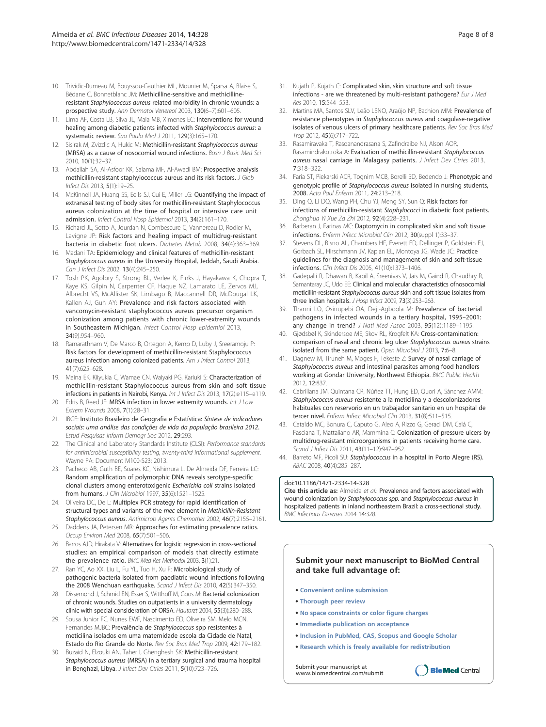10. Trividic-Rumeau M, Bouyssou-Gauthier ML, Mounier M, Sparsa A, Blaise S, Bédane C, Bonnetblanc JM: **Methicilline-sensitive and methicilline-resistant *Staphylococcus aureus* related morbidity in chronic wounds: a prospective study.** *Ann Dermatol Venereol* 2003, **130**(6–7):601–605.
11. Lima AF, Costa LB, Silva JL, Maia MB, Ximenes EC: **Interventions for wound healing among diabetic patients infected with *Staphylococcus aureus*: a systematic review.** *Sao Paulo Med J* 2011, **129**(3):165–170.
12. Sisirak M, Zvizdic A, Hukic M: **Methicillin-resistant *Staphylococcus aureus* (MRSA) as a cause of nosocomial wound infections.** *Bosn J Basic Med Sci* 2010, **10**(1):32–37.
13. Abdallah SA, Al-Asfoor KK, Salama MF, Al-Awadi BM: **Prospective analysis methicillin-resistant staphylococcus aureus and its risk factors.** *J Glob Infect Dis* 2013, **5**(1):19–25.
14. McKinnell JA, Huang SS, Eells SJ, Cui E, Miller LG: **Quantifying the impact of extranasal testing of body sites for methicillin-resistant Staphylococcus aureus colonization at the time of hospital or intensive care unit admission.** *Infect Control Hosp Epidemiol* 2013, **34**(2):161–170.
15. Richard JL, Sotto A, Jourdan N, Combescure C, Vannereau D, Rodier M, Lavigne JP: **Risk factors and healing impact of multidrug-resistant bacteria in diabetic foot ulcers.** *Diabetes Metab* 2008, **34**(4):363–369.
16. Madani TA: **Epidemiology and clinical features of methicillin-resistant *Staphylococcus aureus* in the University Hospital, Jeddah, Saudi Arabia.** *Can J Infect Dis* 2002, **13**(4):245–250.
17. Tosh PK, Agolory S, Strong BL, Verlee K, Finks J, Hayakawa K, Chopra T, Kaye KS, Gilpin N, Carpenter CF, Haque NZ, Lamarato LE, Zervos MJ, Albrecht VS, McAllister SK, Limbago B, Maccannell DR, McDougal LK, Kallen AJ, Guh AY: **Prevalence and risk factors associated with vancomycin-resistant staphylococcus aureus precursor organism colonization among patients with chronic lower-extremity wounds in Southeastern Michigan.** *Infect Control Hosp Epidemiol* 2013, **34**(9):954–960.
18. Ramarathnam V, De Marco B, Ortegon A, Kemp D, Luby J, Sreeramoju P: **Risk factors for development of methicillin-resistant Staphylococcus aureus infection among colonized patients.** *Am J Infect Control* 2013, **41**(7):625–628.
19. Maina EK, Kiiyukia C, Wamae CN, Waiyaki PG, Kariuki S: **Characterization of methicillin-resistant Staphylococcus aureus from skin and soft tissue infections in patients in Nairobi, Kenya.** *Int J Infect Dis* 2013, **17**(2):e115–e119.
20. Edris B, Reed JF: **MRSA infection in lower extremity wounds.** *Int J Low Extrem Wounds* 2008, **7**(1):28–31.
21. IBGE: **Instituto Brasileiro de Geografia e Estatística:** *Síntese de indicadores sociais: uma análise das condições de vida da população brasileira 2012*. *Estud Pesquisas Inform Demogr Soc* 2012, **29**:293.
22. The Clinical and Laboratory Standards Institute (CLSI): *Performance standards for antimicrobial susceptibility testing, twenty-third informational supplement.* Wayne PA: Document M100-S23; 2013.
23. Pacheco AB, Guth BE, Soares KC, Nishimura L, De Almeida DF, Ferreira LC: **Random amplification of polymorphic DNA reveals serotype-specific clonal clusters among enterotoxigenic *Escherichia coli* strains isolated from humans.** *J Clin Microbiol* 1997, **35**(6):1521–1525.
24. Oliveira DC, De L: **Multiplex PCR strategy for rapid identification of structural types and variants of the *mec* element in *Methicillin-Resistant Staphylococcus aureus*.** *Antimicrob Agents Chemother* 2002, **46**(7):2155–2161.
25. Daddens JA, Petersen MR: **Approaches for estimating prevalence ratios.** *Occup Environ Med* 2008, **65**(7):501–506.
26. Barros AJD, Hirakata V: **Alternatives for logistic regression in cross-sectional studies: an empirical comparison of models that directly estimate the prevalence ratio.** *BMC Med Res Methodol* 2003, **3**(1):21.
27. Ran YC, Ao XX, Liu L, Fu YL, Tuo H, Xu F: **Microbiological study of pathogenic bacteria isolated from paediatric wound infections following the 2008 Wenchuan earthquake.** *Scand J Infect Dis* 2010, **42**(5):347–350.
28. Dissemond J, Schmid EN, Esser S, Witthoff M, Goos M: **Bacterial colonization of chronic wounds. Studies on outpatients in a university dermatology clinic with special consideration of ORSA.** *Hautarzt* 2004, **55**(3)):280–288.
29. Sousa Junior FC, Nunes EWF, Nascimento ED, Oliveira SM, Melo MCN, Fernandes MJBC: **Prevalência de *Staphylococcus* spp resistentes à meticilina isolados em uma maternidade escola da Cidade de Natal, Estado do Rio Grande do Norte.** *Rev Soc Bras Med Trop* 2009, **42**:179–182.
30. Buzaid N, Elzouki AN, Taher I, Ghenghesh SK: **Methicillin-resistant *Staphylococcus aureus* (MRSA) in a tertiary surgical and trauma hospital in Benghazi, Libya.** *J Infect Dev Ctries* 2011, **5**(10):723–726.
31. Kujath P, Kujath C: **Complicated skin, skin structure and soft tissue infections - are we threatened by multi-resistant pathogens?** *Eur J Med Res* 2010, **15**:544–553.
32. Martins MA, Santos SLV, Leão LSNO, Araújo NP, Bachion MM: **Prevalence of resistance phenotypes in *Staphylococcus aureus* and coagulase-negative isolates of venous ulcers of primary healthcare patients.** *Rev Soc Bras Med Trop* 2012, **45**(6):717–722.
33. Rasamiravaka T, Rasoanandrasana S, Zafindraibe NJ, Alson AOR, Rasamindrakotroka A: **Evaluation of methicillin-resistant *Staphylococcus aureus* nasal carriage in Malagasy patients.** *J Infect Dev Ctries* 2013, **7**:318–322.
34. Faria ST, Piekarski ACR, Tognim MCB, Borelli SD, Bedendo J: **Phenotypic and genotypic profile of *Staphylococcus aureus* isolated in nursing students, 2008.** *Acta Paul Enferm* 2011, **24**:213–218.
35. Ding Q, Li DQ, Wang PH, Chu YJ, Meng SY, Sun Q: **Risk factors for infections of methicillin-resistant *Staphylococci* in diabetic foot patients.** *Zhonghua Yi Xue Za Zhi* 2012, **92**(4):228–231.
36. Barberan J, Farinas MC: **Daptomycin in complicated skin and soft tissue infections.** *Enferm Infecc Microbiol Clin* 2012, **30**(suppl 1):33–37.
37. Stevens DL, Bisno AL, Chambers HF, Everett ED, Dellinger P, Goldstein EJ, Gorbach SL, Hirschmann JV, Kaplan EL, Montoya JG, Wade JC: **Practice guidelines for the diagnosis and management of skin and soft-tissue infections.** *Clin Infect Dis* 2005, **41**(10):1373–1406.
38. Gadepalli R, Dhawan B, Kapil A, Sreenivas V, Jais M, Gaind R, Chaudhry R, Samantaray JC, Udo EE: **Clinical and molecular characteristics ofnosocomial meticillin-resistant *Staphylococcus aureus* skin and soft tissue isolates from three Indian hospitals.** *J Hosp Infect* 2009, **73**(3):253–263.
39. Thanni LO, Osinupebi OA, Deji-Agboola M: **Prevalence of bacterial pathogens in infected wounds in a tertiary hospital, 1995–2001: any change in trend?** *J Natl Med Assoc* 2003, **95**(12):1189–1195.
40. Gjødsbøl K, Skindersoe ME, Skov RL, Krogfelt KA: **Cross-contamination: comparison of nasal and chronic leg ulcer *Staphylococcus aureus* strains isolated from the same patient.** *Open Microbiol J* 2013, **7**:6–8.
41. Dagnew M, Tiruneh M, Moges F, Tekeste Z: **Survey of nasal carriage of *Staphylococcus aureus* and intestinal parasites among food handlers working at Gondar University, Northwest Ethiopia.** *BMC Public Health* 2012, **12**:837.
42. Cabrillana JM, Quintana CR, Núñez TT, Hung ED, Quori A, Sánchez AMM: ***Staphylococcus aureus* resistente a la meticilina y a descolonizadores habituales con reservorio en un trabajador sanitario en un hospital de tercer nivel.** *Enferm Infecc Microbiol Clin* 2013, **31**(8):511–515.
43. Cataldo MC, Bonura C, Caputo G, Aleo A, Rizzo G, Geraci DM, Calá C, Fasciana T, Mattaliano AR, Mammina C: **Colonization of pressure ulcers by multidrug-resistant microorganisms in patients receiving home care.** *Scand J Infect Dis* 2011, **43**(11–12):947–952.
44. Barreto MF, Picoli SU: ***Staphylococcus* in a hospital in Porto Alegre (RS).** *RBAC* 2008, **40**(4):285–287.

doi:10.1186/1471-2334-14-328

**Cite this article as:** Almeida *et al.*: Prevalence and factors associated with wound colonization by *Staphylococcus spp.* and *Staphylococcus aureus* in hospitalized patients in inland northeastern Brazil: a cross-sectional study. *BMC Infectious Diseases* 2014 **14**:328.

**Submit your next manuscript to BioMed Central and take full advantage of:**

- **Convenient online submission**
- **Thorough peer review**
- **No space constraints or color figure charges**
- **Immediate publication on acceptance**
- **Inclusion in PubMed, CAS, Scopus and Google Scholar**
- **Research which is freely available for redistribution**

Submit your manuscript at
www.biomedcentral.com/submit